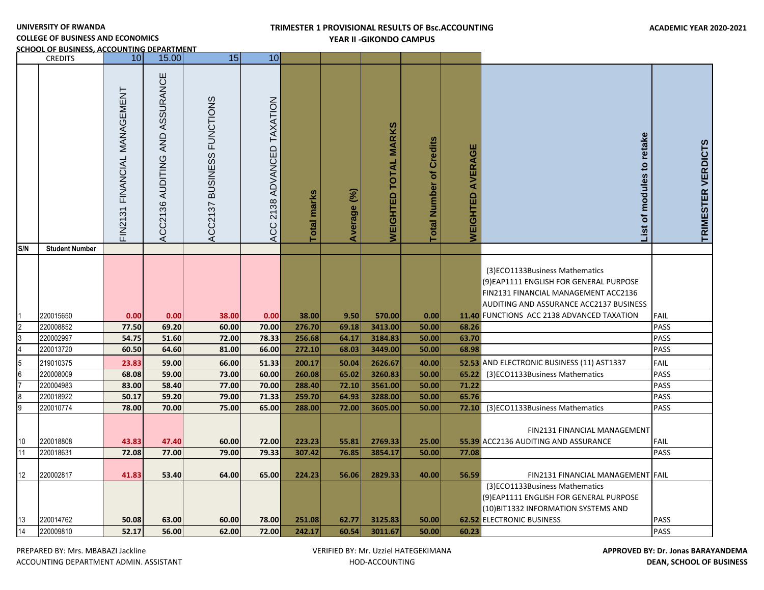UNIVERSITY OF RWANDA
COLLEGE OF BUSINESS AND ECONOMICS
SCHOOL OF BUSINESS, ACCOUNTING DEPARTMENT

**TRIMESTER 1 PROVISIONAL RESULTS OF Bsc.ACCOUNTING**
**YEAR II -GIKONDO CAMPUS**

**ACADEMIC YEAR 2020-2021**

| | CREDITS | 10 | 15.00 | 15 | 10 | | | | | | | |
|---|---|---|---|---|---|---|---|---|---|---|---|---|
| S/N | Student Number | FIN2131 FINANCIAL MANAGEMENT | ACC2136 AUDITING AND ASSURANCE | ACC2137 BUSINESS FUNCTIONS | ACC 2138 ADVANCED TAXATION | Total marks | Average (%) | WEIGHTED TOTAL MARKS | Total Number of Credits | WEIGHTED AVERAGE | List of modules to retake | TRIMESTER VERDICTS |
| 1 | 220015650 | 0.00 | 0.00 | 38.00 | 0.00 | 38.00 | 9.50 | 570.00 | 0.00 | 11.40 | (3)ECO1133Business Mathematics (9)EAP1111 ENGLISH FOR GENERAL PURPOSE FIN2131 FINANCIAL MANAGEMENT ACC2136 AUDITING AND ASSURANCE ACC2137 BUSINESS FUNCTIONS ACC 2138 ADVANCED TAXATION | FAIL |
| 2 | 220008852 | 77.50 | 69.20 | 60.00 | 70.00 | 276.70 | 69.18 | 3413.00 | 50.00 | 68.26 | | PASS |
| 3 | 220002997 | 54.75 | 51.60 | 72.00 | 78.33 | 256.68 | 64.17 | 3184.83 | 50.00 | 63.70 | | PASS |
| 4 | 220013720 | 60.50 | 64.60 | 81.00 | 66.00 | 272.10 | 68.03 | 3449.00 | 50.00 | 68.98 | | PASS |
| 5 | 219010375 | 23.83 | 59.00 | 66.00 | 51.33 | 200.17 | 50.04 | 2626.67 | 40.00 | 52.53 | AND ELECTRONIC BUSINESS (11) AST1337 | FAIL |
| 6 | 220008009 | 68.08 | 59.00 | 73.00 | 60.00 | 260.08 | 65.02 | 3260.83 | 50.00 | 65.22 | (3)ECO1133Business Mathematics | PASS |
| 7 | 220004983 | 83.00 | 58.40 | 77.00 | 70.00 | 288.40 | 72.10 | 3561.00 | 50.00 | 71.22 | | PASS |
| 8 | 220018922 | 50.17 | 59.20 | 79.00 | 71.33 | 259.70 | 64.93 | 3288.00 | 50.00 | 65.76 | | PASS |
| 9 | 220010774 | 78.00 | 70.00 | 75.00 | 65.00 | 288.00 | 72.00 | 3605.00 | 50.00 | 72.10 | (3)ECO1133Business Mathematics | PASS |
| 10 | 220018808 | 43.83 | 47.40 | 60.00 | 72.00 | 223.23 | 55.81 | 2769.33 | 25.00 | 55.39 | FIN2131 FINANCIAL MANAGEMENT ACC2136 AUDITING AND ASSURANCE | FAIL |
| 11 | 220018631 | 72.08 | 77.00 | 79.00 | 79.33 | 307.42 | 76.85 | 3854.17 | 50.00 | 77.08 | | PASS |
| 12 | 220002817 | 41.83 | 53.40 | 64.00 | 65.00 | 224.23 | 56.06 | 2829.33 | 40.00 | 56.59 | FIN2131 FINANCIAL MANAGEMENT | FAIL |
| 13 | 220014762 | 50.08 | 63.00 | 60.00 | 78.00 | 251.08 | 62.77 | 3125.83 | 50.00 | 62.52 | (3)ECO1133Business Mathematics (9)EAP1111 ENGLISH FOR GENERAL PURPOSE (10)BIT1332 INFORMATION SYSTEMS AND ELECTRONIC BUSINESS | PASS |
| 14 | 220009810 | 52.17 | 56.00 | 62.00 | 72.00 | 242.17 | 60.54 | 3011.67 | 50.00 | 60.23 | | PASS |

PREPARED BY: Mrs. MBABAZI Jackline
ACCOUNTING DEPARTMENT ADMIN. ASSISTANT

VERIFIED BY: Mr. Uzziel HATEGEKIMANA
HOD-ACCOUNTING

**APPROVED BY: Dr. Jonas BARAYANDEMA**
**DEAN, SCHOOL OF BUSINESS**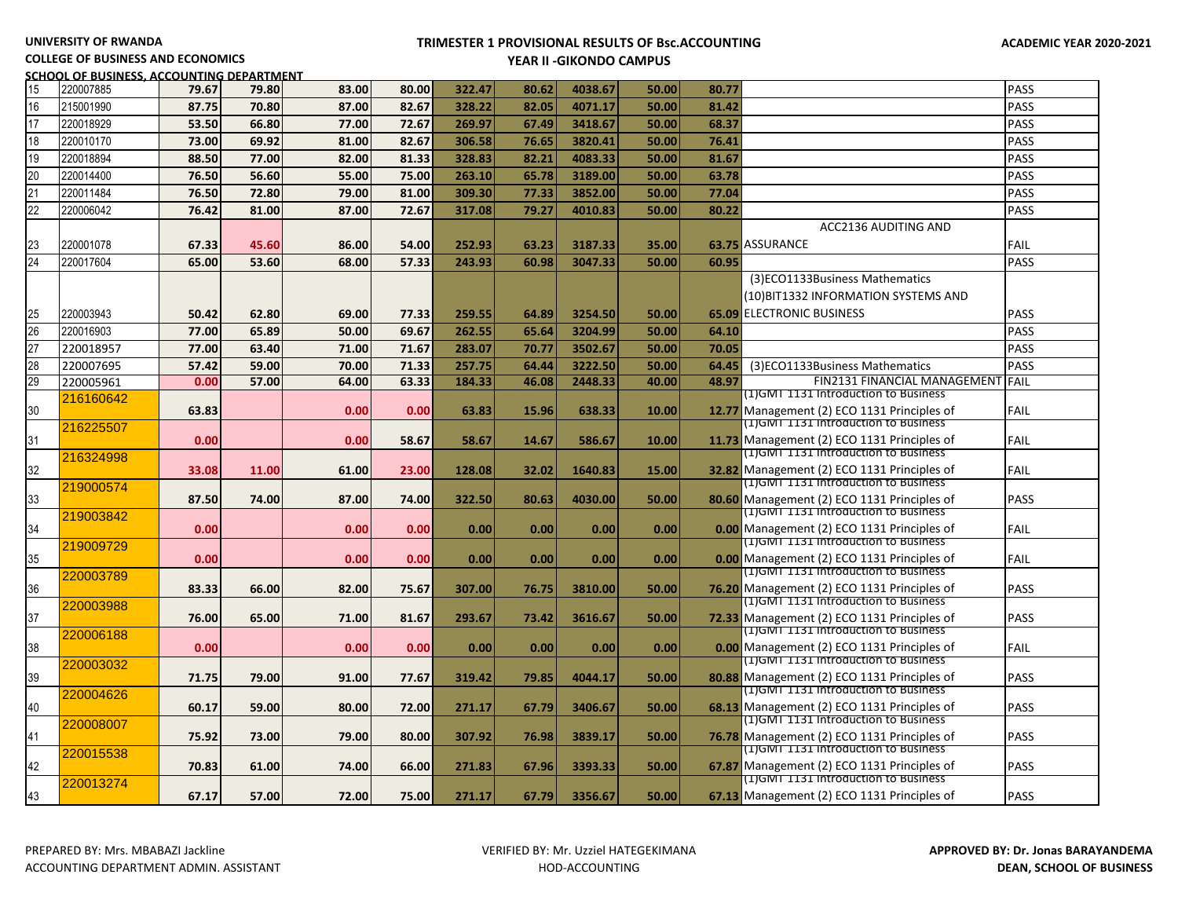UNIVERSITY OF RWANDA

COLLEGE OF BUSINESS AND ECONOMICS

SCHOOL OF BUSINESS, ACCOUNTING DEPARTMENT

**TRIMESTER 1 PROVISIONAL RESULTS OF Bsc.ACCOUNTING**

**YEAR II -GIKONDO CAMPUS**

**ACADEMIC YEAR 2020-2021**

| | | | | | | | | | | | | |
|---|---|---|---|---|---|---|---|---|---|---|---|---|
| 15 | 220007885 | 79.67 | 79.80 | 83.00 | 80.00 | 322.47 | 80.62 | 4038.67 | 50.00 | 80.77 | | PASS |
| 16 | 215001990 | 87.75 | 70.80 | 87.00 | 82.67 | 328.22 | 82.05 | 4071.17 | 50.00 | 81.42 | | PASS |
| 17 | 220018929 | 53.50 | 66.80 | 77.00 | 72.67 | 269.97 | 67.49 | 3418.67 | 50.00 | 68.37 | | PASS |
| 18 | 220010170 | 73.00 | 69.92 | 81.00 | 82.67 | 306.58 | 76.65 | 3820.41 | 50.00 | 76.41 | | PASS |
| 19 | 220018894 | 88.50 | 77.00 | 82.00 | 81.33 | 328.83 | 82.21 | 4083.33 | 50.00 | 81.67 | | PASS |
| 20 | 220014400 | 76.50 | 56.60 | 55.00 | 75.00 | 263.10 | 65.78 | 3189.00 | 50.00 | 63.78 | | PASS |
| 21 | 220011484 | 76.50 | 72.80 | 79.00 | 81.00 | 309.30 | 77.33 | 3852.00 | 50.00 | 77.04 | | PASS |
| 22 | 220006042 | 76.42 | 81.00 | 87.00 | 72.67 | 317.08 | 79.27 | 4010.83 | 50.00 | 80.22 | | PASS |
| 23 | 220001078 | 67.33 | 45.60 | 86.00 | 54.00 | 252.93 | 63.23 | 3187.33 | 35.00 | 63.75 | ACC2136 AUDITING AND ASSURANCE | FAIL |
| 24 | 220017604 | 65.00 | 53.60 | 68.00 | 57.33 | 243.93 | 60.98 | 3047.33 | 50.00 | 60.95 | | PASS |
| 25 | 220003943 | 50.42 | 62.80 | 69.00 | 77.33 | 259.55 | 64.89 | 3254.50 | 50.00 | 65.09 | (3)ECO1133Business Mathematics (10)BIT1332 INFORMATION SYSTEMS AND ELECTRONIC BUSINESS | PASS |
| 26 | 220016903 | 77.00 | 65.89 | 50.00 | 69.67 | 262.55 | 65.64 | 3204.99 | 50.00 | 64.10 | | PASS |
| 27 | 220018957 | 77.00 | 63.40 | 71.00 | 71.67 | 283.07 | 70.77 | 3502.67 | 50.00 | 70.05 | | PASS |
| 28 | 220007695 | 57.42 | 59.00 | 70.00 | 71.33 | 257.75 | 64.44 | 3222.50 | 50.00 | 64.45 | (3)ECO1133Business Mathematics | PASS |
| 29 | 220005961 | 0.00 | 57.00 | 64.00 | 63.33 | 184.33 | 46.08 | 2448.33 | 40.00 | 48.97 | FIN2131 FINANCIAL MANAGEMENT | FAIL |
| 30 | 216160642 | 63.83 | | 0.00 | 0.00 | 63.83 | 15.96 | 638.33 | 10.00 | 12.77 | (1)GMT 1131 Introduction to Business Management (2) ECO 1131 Principles of | FAIL |
| 31 | 216225507 | 0.00 | | 0.00 | 58.67 | 58.67 | 14.67 | 586.67 | 10.00 | 11.73 | (1)GMT 1131 Introduction to Business Management (2) ECO 1131 Principles of | FAIL |
| 32 | 216324998 | 33.08 | 11.00 | 61.00 | 23.00 | 128.08 | 32.02 | 1640.83 | 15.00 | 32.82 | (1)GMT 1131 Introduction to Business Management (2) ECO 1131 Principles of | FAIL |
| 33 | 219000574 | 87.50 | 74.00 | 87.00 | 74.00 | 322.50 | 80.63 | 4030.00 | 50.00 | 80.60 | (1)GMT 1131 Introduction to Business Management (2) ECO 1131 Principles of | PASS |
| 34 | 219003842 | 0.00 | | 0.00 | 0.00 | 0.00 | 0.00 | 0.00 | 0.00 | 0.00 | (1)GMT 1131 Introduction to Business Management (2) ECO 1131 Principles of | FAIL |
| 35 | 219009729 | 0.00 | | 0.00 | 0.00 | 0.00 | 0.00 | 0.00 | 0.00 | 0.00 | (1)GMT 1131 Introduction to Business Management (2) ECO 1131 Principles of | FAIL |
| 36 | 220003789 | 83.33 | 66.00 | 82.00 | 75.67 | 307.00 | 76.75 | 3810.00 | 50.00 | 76.20 | (1)GMT 1131 Introduction to Business Management (2) ECO 1131 Principles of | PASS |
| 37 | 220003988 | 76.00 | 65.00 | 71.00 | 81.67 | 293.67 | 73.42 | 3616.67 | 50.00 | 72.33 | (1)GMT 1131 Introduction to Business Management (2) ECO 1131 Principles of | PASS |
| 38 | 220006188 | 0.00 | | 0.00 | 0.00 | 0.00 | 0.00 | 0.00 | 0.00 | 0.00 | (1)GMT 1131 Introduction to Business Management (2) ECO 1131 Principles of | FAIL |
| 39 | 220003032 | 71.75 | 79.00 | 91.00 | 77.67 | 319.42 | 79.85 | 4044.17 | 50.00 | 80.88 | (1)GMT 1131 Introduction to Business Management (2) ECO 1131 Principles of | PASS |
| 40 | 220004626 | 60.17 | 59.00 | 80.00 | 72.00 | 271.17 | 67.79 | 3406.67 | 50.00 | 68.13 | (1)GMT 1131 Introduction to Business Management (2) ECO 1131 Principles of | PASS |
| 41 | 220008007 | 75.92 | 73.00 | 79.00 | 80.00 | 307.92 | 76.98 | 3839.17 | 50.00 | 76.78 | (1)GMT 1131 Introduction to Business Management (2) ECO 1131 Principles of | PASS |
| 42 | 220015538 | 70.83 | 61.00 | 74.00 | 66.00 | 271.83 | 67.96 | 3393.33 | 50.00 | 67.87 | (1)GMT 1131 Introduction to Business Management (2) ECO 1131 Principles of | PASS |
| 43 | 220013274 | 67.17 | 57.00 | 72.00 | 75.00 | 271.17 | 67.79 | 3356.67 | 50.00 | 67.13 | (1)GMT 1131 Introduction to Business Management (2) ECO 1131 Principles of | PASS |

PREPARED BY: Mrs. MBABAZI Jackline
ACCOUNTING DEPARTMENT ADMIN. ASSISTANT

VERIFIED BY: Mr. Uzziel HATEGEKIMANA
HOD-ACCOUNTING

**APPROVED BY: Dr. Jonas BARAYANDEMA**
**DEAN, SCHOOL OF BUSINESS**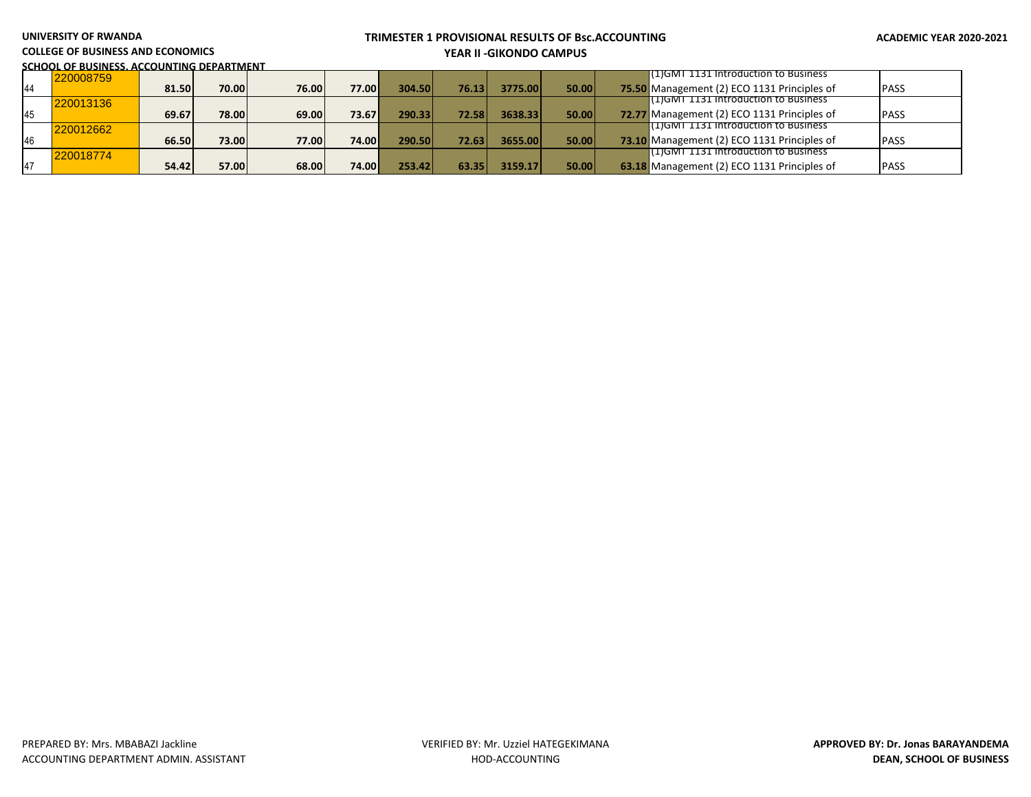UNIVERSITY OF RWANDA
COLLEGE OF BUSINESS AND ECONOMICS
SCHOOL OF BUSINESS, ACCOUNTING DEPARTMENT

TRIMESTER 1 PROVISIONAL RESULTS OF Bsc.ACCOUNTING
YEAR II -GIKONDO CAMPUS

ACADEMIC YEAR 2020-2021

| | | | | | | | | | | | | |
|---|---|---|---|---|---|---|---|---|---|---|---|---|
| 44 | 220008759 | 81.50 | 70.00 | 76.00 | 77.00 | 304.50 | 76.13 | 3775.00 | 50.00 | 75.50 | (1)GMT 1131 Introduction to Business Management (2) ECO 1131 Principles of | PASS |
| 45 | 220013136 | 69.67 | 78.00 | 69.00 | 73.67 | 290.33 | 72.58 | 3638.33 | 50.00 | 72.77 | (1)GMT 1131 Introduction to Business Management (2) ECO 1131 Principles of | PASS |
| 46 | 220012662 | 66.50 | 73.00 | 77.00 | 74.00 | 290.50 | 72.63 | 3655.00 | 50.00 | 73.10 | (1)GMT 1131 Introduction to Business Management (2) ECO 1131 Principles of | PASS |
| 47 | 220018774 | 54.42 | 57.00 | 68.00 | 74.00 | 253.42 | 63.35 | 3159.17 | 50.00 | 63.18 | (1)GMT 1131 Introduction to Business Management (2) ECO 1131 Principles of | PASS |

PREPARED BY: Mrs. MBABAZI Jackline
ACCOUNTING DEPARTMENT ADMIN. ASSISTANT

VERIFIED BY: Mr. Uzziel HATEGEKIMANA
HOD-ACCOUNTING

**APPROVED BY: Dr. Jonas BARAYANDEMA**
**DEAN, SCHOOL OF BUSINESS**